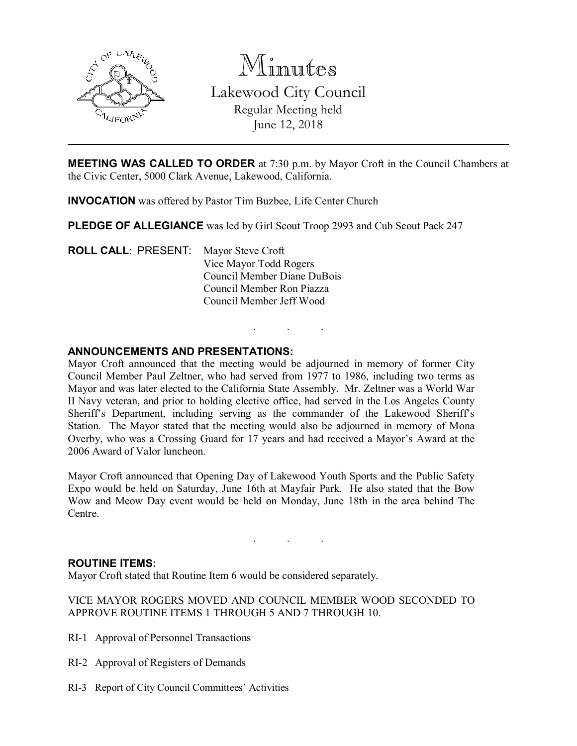# Minutes

## Lakewood City Council

Regular Meeting held
June 12, 2018

---

**MEETING WAS CALLED TO ORDER** at 7:30 p.m. by Mayor Croft in the Council Chambers at the Civic Center, 5000 Clark Avenue, Lakewood, California.

**INVOCATION** was offered by Pastor Tim Buzbee, Life Center Church

**PLEDGE OF ALLEGIANCE** was led by Girl Scout Troop 2993 and Cub Scout Pack 247

**ROLL CALL**: PRESENT: Mayor Steve Croft
Vice Mayor Todd Rogers
Council Member Diane DuBois
Council Member Ron Piazza
Council Member Jeff Wood

. . .

**ANNOUNCEMENTS AND PRESENTATIONS:**
Mayor Croft announced that the meeting would be adjourned in memory of former City Council Member Paul Zeltner, who had served from 1977 to 1986, including two terms as Mayor and was later elected to the California State Assembly. Mr. Zeltner was a World War II Navy veteran, and prior to holding elective office, had served in the Los Angeles County Sheriff's Department, including serving as the commander of the Lakewood Sheriff's Station. The Mayor stated that the meeting would also be adjourned in memory of Mona Overby, who was a Crossing Guard for 17 years and had received a Mayor's Award at the 2006 Award of Valor luncheon.

Mayor Croft announced that Opening Day of Lakewood Youth Sports and the Public Safety Expo would be held on Saturday, June 16th at Mayfair Park. He also stated that the Bow Wow and Meow Day event would be held on Monday, June 18th in the area behind The Centre.

. . .

**ROUTINE ITEMS:**
Mayor Croft stated that Routine Item 6 would be considered separately.

VICE MAYOR ROGERS MOVED AND COUNCIL MEMBER WOOD SECONDED TO APPROVE ROUTINE ITEMS 1 THROUGH 5 AND 7 THROUGH 10.

RI-1 Approval of Personnel Transactions

RI-2 Approval of Registers of Demands

RI-3 Report of City Council Committees' Activities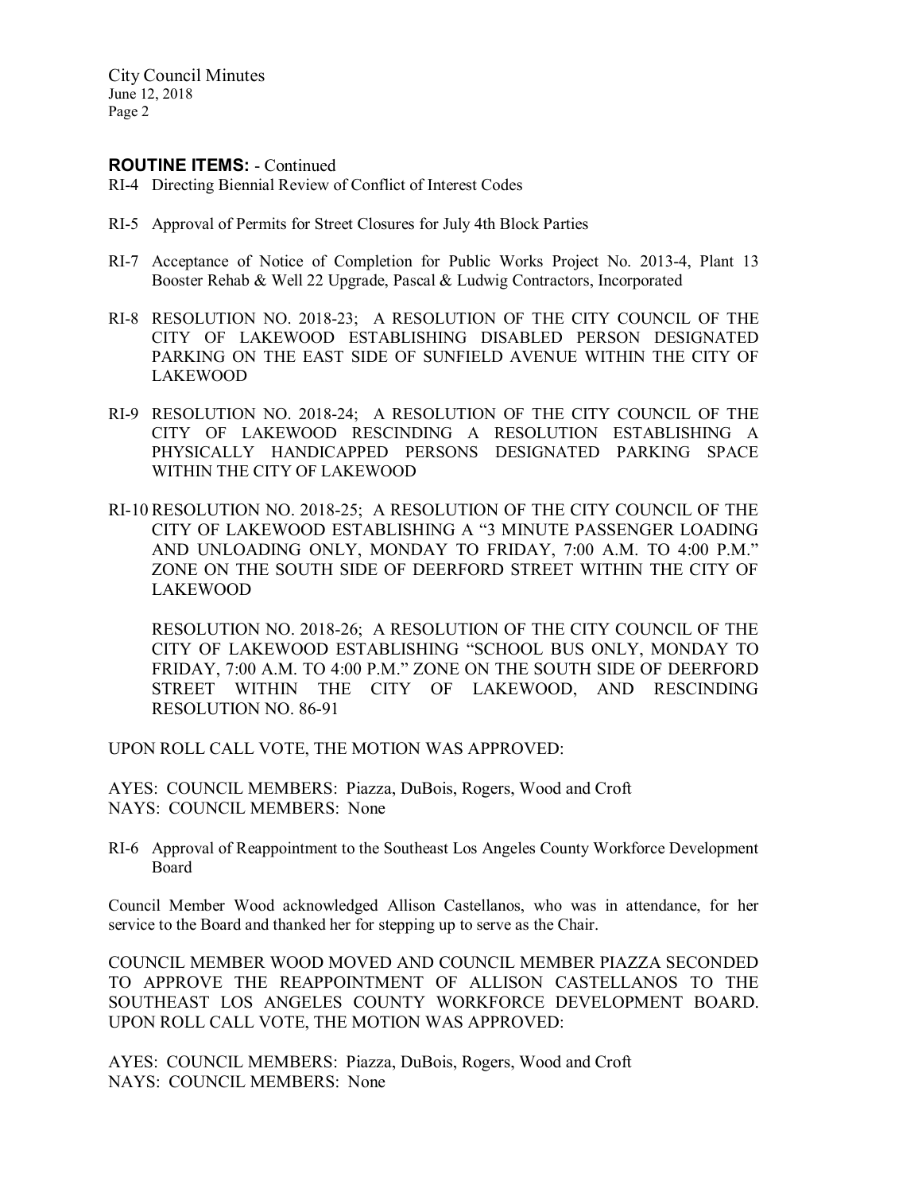**ROUTINE ITEMS:** - Continued

RI-4 Directing Biennial Review of Conflict of Interest Codes

RI-5 Approval of Permits for Street Closures for July 4th Block Parties

RI-7 Acceptance of Notice of Completion for Public Works Project No. 2013-4, Plant 13 Booster Rehab & Well 22 Upgrade, Pascal & Ludwig Contractors, Incorporated

RI-8 RESOLUTION NO. 2018-23; A RESOLUTION OF THE CITY COUNCIL OF THE CITY OF LAKEWOOD ESTABLISHING DISABLED PERSON DESIGNATED PARKING ON THE EAST SIDE OF SUNFIELD AVENUE WITHIN THE CITY OF LAKEWOOD

RI-9 RESOLUTION NO. 2018-24; A RESOLUTION OF THE CITY COUNCIL OF THE CITY OF LAKEWOOD RESCINDING A RESOLUTION ESTABLISHING A PHYSICALLY HANDICAPPED PERSONS DESIGNATED PARKING SPACE WITHIN THE CITY OF LAKEWOOD

RI-10 RESOLUTION NO. 2018-25; A RESOLUTION OF THE CITY COUNCIL OF THE CITY OF LAKEWOOD ESTABLISHING A "3 MINUTE PASSENGER LOADING AND UNLOADING ONLY, MONDAY TO FRIDAY, 7:00 A.M. TO 4:00 P.M." ZONE ON THE SOUTH SIDE OF DEERFORD STREET WITHIN THE CITY OF LAKEWOOD

RESOLUTION NO. 2018-26; A RESOLUTION OF THE CITY COUNCIL OF THE CITY OF LAKEWOOD ESTABLISHING "SCHOOL BUS ONLY, MONDAY TO FRIDAY, 7:00 A.M. TO 4:00 P.M." ZONE ON THE SOUTH SIDE OF DEERFORD STREET WITHIN THE CITY OF LAKEWOOD, AND RESCINDING RESOLUTION NO. 86-91

UPON ROLL CALL VOTE, THE MOTION WAS APPROVED:

AYES: COUNCIL MEMBERS: Piazza, DuBois, Rogers, Wood and Croft
NAYS: COUNCIL MEMBERS: None

RI-6 Approval of Reappointment to the Southeast Los Angeles County Workforce Development Board

Council Member Wood acknowledged Allison Castellanos, who was in attendance, for her service to the Board and thanked her for stepping up to serve as the Chair.

COUNCIL MEMBER WOOD MOVED AND COUNCIL MEMBER PIAZZA SECONDED TO APPROVE THE REAPPOINTMENT OF ALLISON CASTELLANOS TO THE SOUTHEAST LOS ANGELES COUNTY WORKFORCE DEVELOPMENT BOARD. UPON ROLL CALL VOTE, THE MOTION WAS APPROVED:

AYES: COUNCIL MEMBERS: Piazza, DuBois, Rogers, Wood and Croft
NAYS: COUNCIL MEMBERS: None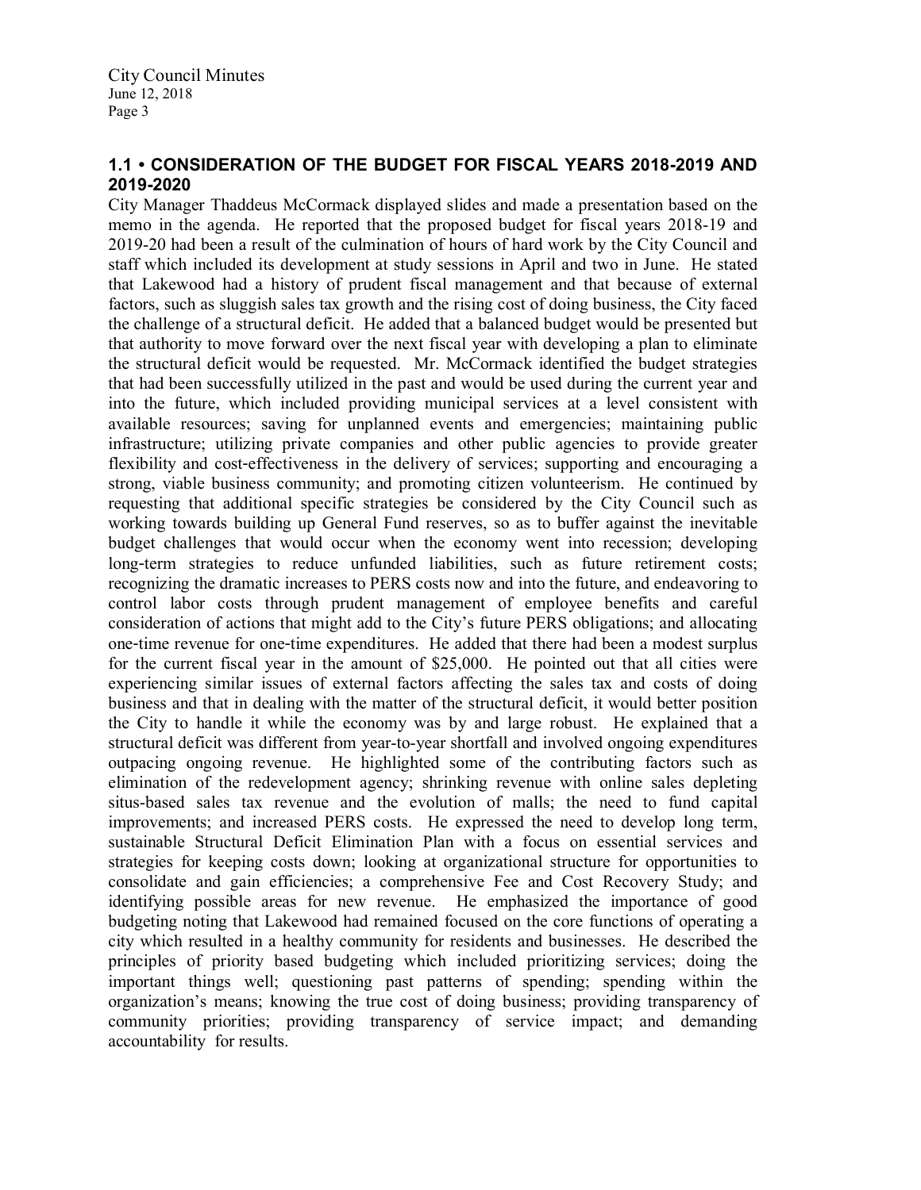## 1.1 • CONSIDERATION OF THE BUDGET FOR FISCAL YEARS 2018-2019 AND 2019-2020

City Manager Thaddeus McCormack displayed slides and made a presentation based on the memo in the agenda. He reported that the proposed budget for fiscal years 2018-19 and 2019-20 had been a result of the culmination of hours of hard work by the City Council and staff which included its development at study sessions in April and two in June. He stated that Lakewood had a history of prudent fiscal management and that because of external factors, such as sluggish sales tax growth and the rising cost of doing business, the City faced the challenge of a structural deficit. He added that a balanced budget would be presented but that authority to move forward over the next fiscal year with developing a plan to eliminate the structural deficit would be requested. Mr. McCormack identified the budget strategies that had been successfully utilized in the past and would be used during the current year and into the future, which included providing municipal services at a level consistent with available resources; saving for unplanned events and emergencies; maintaining public infrastructure; utilizing private companies and other public agencies to provide greater flexibility and cost-effectiveness in the delivery of services; supporting and encouraging a strong, viable business community; and promoting citizen volunteerism. He continued by requesting that additional specific strategies be considered by the City Council such as working towards building up General Fund reserves, so as to buffer against the inevitable budget challenges that would occur when the economy went into recession; developing long-term strategies to reduce unfunded liabilities, such as future retirement costs; recognizing the dramatic increases to PERS costs now and into the future, and endeavoring to control labor costs through prudent management of employee benefits and careful consideration of actions that might add to the City's future PERS obligations; and allocating one-time revenue for one-time expenditures. He added that there had been a modest surplus for the current fiscal year in the amount of $25,000. He pointed out that all cities were experiencing similar issues of external factors affecting the sales tax and costs of doing business and that in dealing with the matter of the structural deficit, it would better position the City to handle it while the economy was by and large robust. He explained that a structural deficit was different from year-to-year shortfall and involved ongoing expenditures outpacing ongoing revenue. He highlighted some of the contributing factors such as elimination of the redevelopment agency; shrinking revenue with online sales depleting situs-based sales tax revenue and the evolution of malls; the need to fund capital improvements; and increased PERS costs. He expressed the need to develop long term, sustainable Structural Deficit Elimination Plan with a focus on essential services and strategies for keeping costs down; looking at organizational structure for opportunities to consolidate and gain efficiencies; a comprehensive Fee and Cost Recovery Study; and identifying possible areas for new revenue. He emphasized the importance of good budgeting noting that Lakewood had remained focused on the core functions of operating a city which resulted in a healthy community for residents and businesses. He described the principles of priority based budgeting which included prioritizing services; doing the important things well; questioning past patterns of spending; spending within the organization's means; knowing the true cost of doing business; providing transparency of community priorities; providing transparency of service impact; and demanding accountability for results.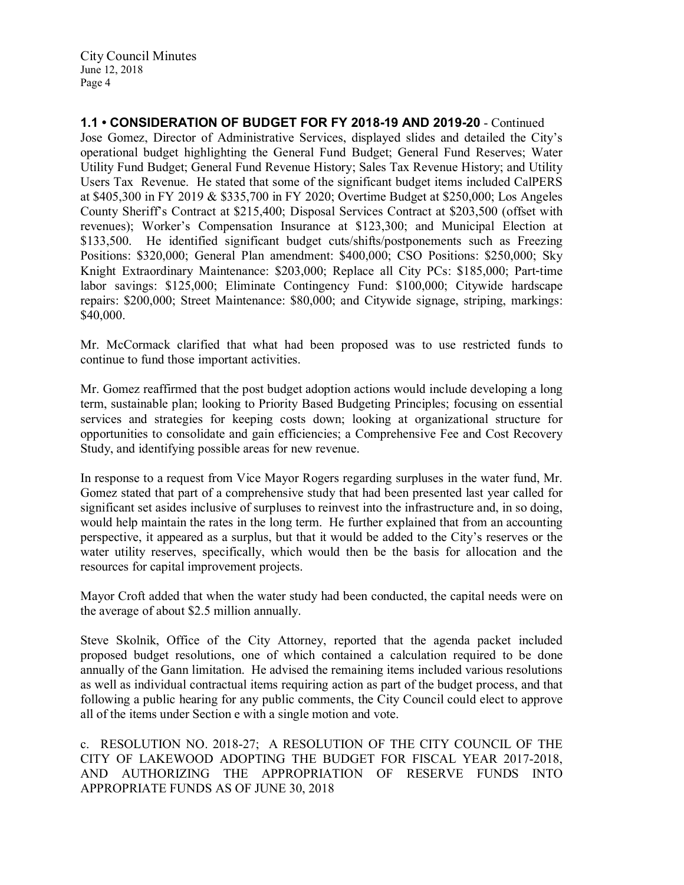**1.1 • CONSIDERATION OF BUDGET FOR FY 2018-19 AND 2019-20** - Continued

Jose Gomez, Director of Administrative Services, displayed slides and detailed the City's operational budget highlighting the General Fund Budget; General Fund Reserves; Water Utility Fund Budget; General Fund Revenue History; Sales Tax Revenue History; and Utility Users Tax Revenue. He stated that some of the significant budget items included CalPERS at $405,300 in FY 2019 & $335,700 in FY 2020; Overtime Budget at $250,000; Los Angeles County Sheriff's Contract at $215,400; Disposal Services Contract at $203,500 (offset with revenues); Worker's Compensation Insurance at $123,300; and Municipal Election at $133,500. He identified significant budget cuts/shifts/postponements such as Freezing Positions: $320,000; General Plan amendment: $400,000; CSO Positions: $250,000; Sky Knight Extraordinary Maintenance: $203,000; Replace all City PCs: $185,000; Part-time labor savings: $125,000; Eliminate Contingency Fund: $100,000; Citywide hardscape repairs: $200,000; Street Maintenance: $80,000; and Citywide signage, striping, markings: $40,000.

Mr. McCormack clarified that what had been proposed was to use restricted funds to continue to fund those important activities.

Mr. Gomez reaffirmed that the post budget adoption actions would include developing a long term, sustainable plan; looking to Priority Based Budgeting Principles; focusing on essential services and strategies for keeping costs down; looking at organizational structure for opportunities to consolidate and gain efficiencies; a Comprehensive Fee and Cost Recovery Study, and identifying possible areas for new revenue.

In response to a request from Vice Mayor Rogers regarding surpluses in the water fund, Mr. Gomez stated that part of a comprehensive study that had been presented last year called for significant set asides inclusive of surpluses to reinvest into the infrastructure and, in so doing, would help maintain the rates in the long term. He further explained that from an accounting perspective, it appeared as a surplus, but that it would be added to the City's reserves or the water utility reserves, specifically, which would then be the basis for allocation and the resources for capital improvement projects.

Mayor Croft added that when the water study had been conducted, the capital needs were on the average of about $2.5 million annually.

Steve Skolnik, Office of the City Attorney, reported that the agenda packet included proposed budget resolutions, one of which contained a calculation required to be done annually of the Gann limitation. He advised the remaining items included various resolutions as well as individual contractual items requiring action as part of the budget process, and that following a public hearing for any public comments, the City Council could elect to approve all of the items under Section e with a single motion and vote.

c. RESOLUTION NO. 2018-27; A RESOLUTION OF THE CITY COUNCIL OF THE CITY OF LAKEWOOD ADOPTING THE BUDGET FOR FISCAL YEAR 2017-2018, AND AUTHORIZING THE APPROPRIATION OF RESERVE FUNDS INTO APPROPRIATE FUNDS AS OF JUNE 30, 2018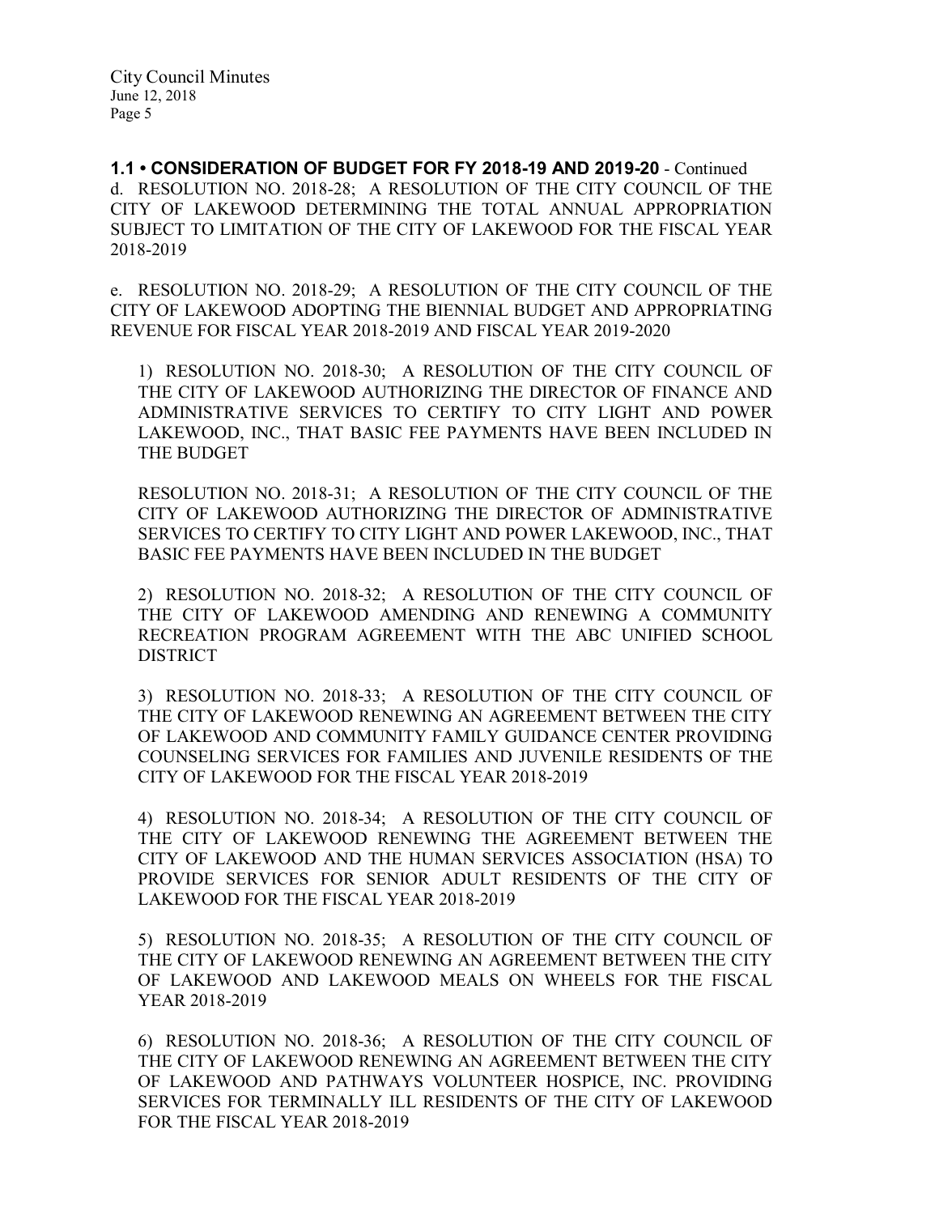**1.1 • CONSIDERATION OF BUDGET FOR FY 2018-19 AND 2019-20** - Continued

d. RESOLUTION NO. 2018-28; A RESOLUTION OF THE CITY COUNCIL OF THE CITY OF LAKEWOOD DETERMINING THE TOTAL ANNUAL APPROPRIATION SUBJECT TO LIMITATION OF THE CITY OF LAKEWOOD FOR THE FISCAL YEAR 2018-2019

e. RESOLUTION NO. 2018-29; A RESOLUTION OF THE CITY COUNCIL OF THE CITY OF LAKEWOOD ADOPTING THE BIENNIAL BUDGET AND APPROPRIATING REVENUE FOR FISCAL YEAR 2018-2019 AND FISCAL YEAR 2019-2020

1) RESOLUTION NO. 2018-30; A RESOLUTION OF THE CITY COUNCIL OF THE CITY OF LAKEWOOD AUTHORIZING THE DIRECTOR OF FINANCE AND ADMINISTRATIVE SERVICES TO CERTIFY TO CITY LIGHT AND POWER LAKEWOOD, INC., THAT BASIC FEE PAYMENTS HAVE BEEN INCLUDED IN THE BUDGET

RESOLUTION NO. 2018-31; A RESOLUTION OF THE CITY COUNCIL OF THE CITY OF LAKEWOOD AUTHORIZING THE DIRECTOR OF ADMINISTRATIVE SERVICES TO CERTIFY TO CITY LIGHT AND POWER LAKEWOOD, INC., THAT BASIC FEE PAYMENTS HAVE BEEN INCLUDED IN THE BUDGET

2) RESOLUTION NO. 2018-32; A RESOLUTION OF THE CITY COUNCIL OF THE CITY OF LAKEWOOD AMENDING AND RENEWING A COMMUNITY RECREATION PROGRAM AGREEMENT WITH THE ABC UNIFIED SCHOOL DISTRICT

3) RESOLUTION NO. 2018-33; A RESOLUTION OF THE CITY COUNCIL OF THE CITY OF LAKEWOOD RENEWING AN AGREEMENT BETWEEN THE CITY OF LAKEWOOD AND COMMUNITY FAMILY GUIDANCE CENTER PROVIDING COUNSELING SERVICES FOR FAMILIES AND JUVENILE RESIDENTS OF THE CITY OF LAKEWOOD FOR THE FISCAL YEAR 2018-2019

4) RESOLUTION NO. 2018-34; A RESOLUTION OF THE CITY COUNCIL OF THE CITY OF LAKEWOOD RENEWING THE AGREEMENT BETWEEN THE CITY OF LAKEWOOD AND THE HUMAN SERVICES ASSOCIATION (HSA) TO PROVIDE SERVICES FOR SENIOR ADULT RESIDENTS OF THE CITY OF LAKEWOOD FOR THE FISCAL YEAR 2018-2019

5) RESOLUTION NO. 2018-35; A RESOLUTION OF THE CITY COUNCIL OF THE CITY OF LAKEWOOD RENEWING AN AGREEMENT BETWEEN THE CITY OF LAKEWOOD AND LAKEWOOD MEALS ON WHEELS FOR THE FISCAL YEAR 2018-2019

6) RESOLUTION NO. 2018-36; A RESOLUTION OF THE CITY COUNCIL OF THE CITY OF LAKEWOOD RENEWING AN AGREEMENT BETWEEN THE CITY OF LAKEWOOD AND PATHWAYS VOLUNTEER HOSPICE, INC. PROVIDING SERVICES FOR TERMINALLY ILL RESIDENTS OF THE CITY OF LAKEWOOD FOR THE FISCAL YEAR 2018-2019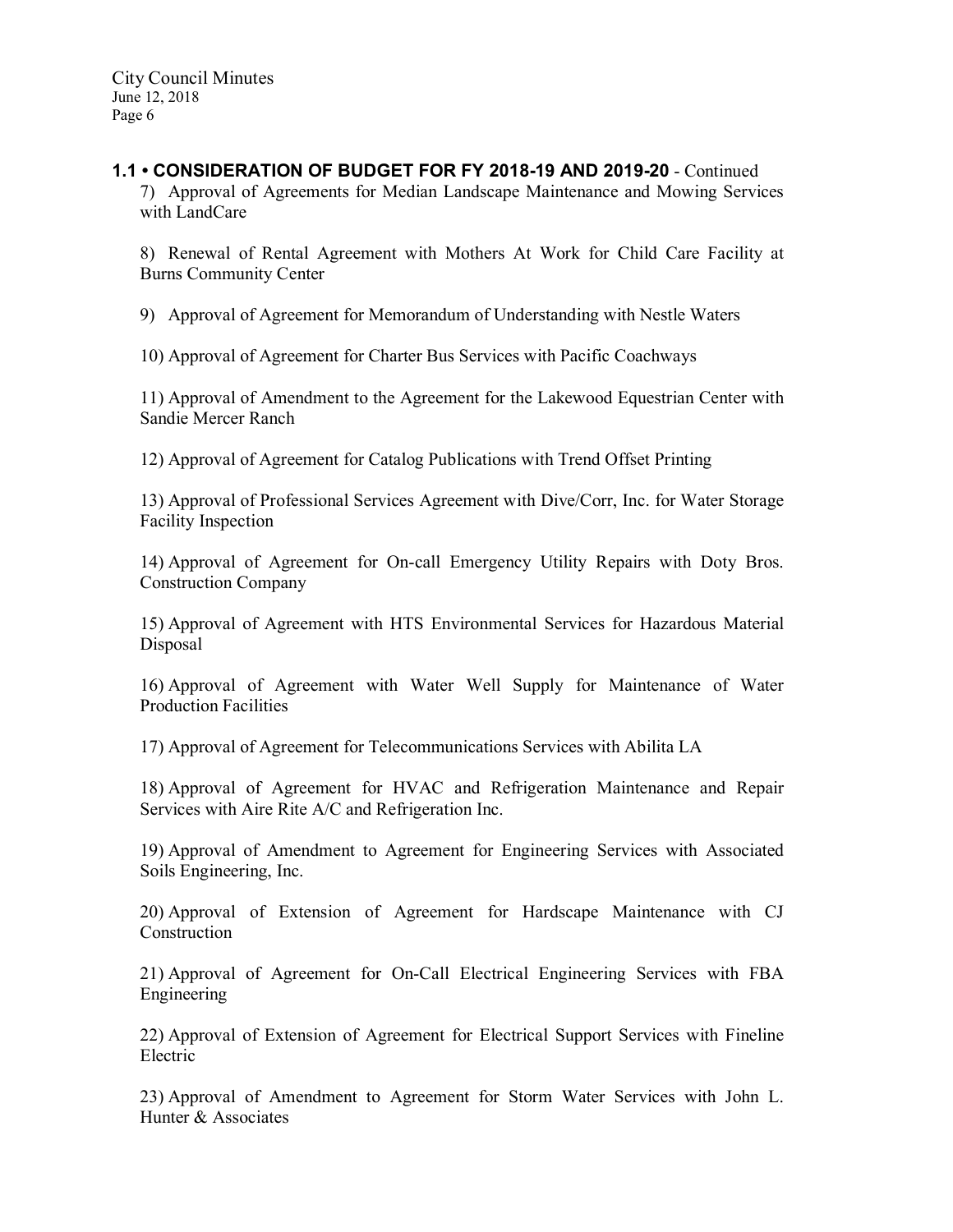**1.1 • CONSIDERATION OF BUDGET FOR FY 2018-19 AND 2019-20** - Continued

7) Approval of Agreements for Median Landscape Maintenance and Mowing Services with LandCare

8) Renewal of Rental Agreement with Mothers At Work for Child Care Facility at Burns Community Center

9) Approval of Agreement for Memorandum of Understanding with Nestle Waters

10) Approval of Agreement for Charter Bus Services with Pacific Coachways

11) Approval of Amendment to the Agreement for the Lakewood Equestrian Center with Sandie Mercer Ranch

12) Approval of Agreement for Catalog Publications with Trend Offset Printing

13) Approval of Professional Services Agreement with Dive/Corr, Inc. for Water Storage Facility Inspection

14) Approval of Agreement for On-call Emergency Utility Repairs with Doty Bros. Construction Company

15) Approval of Agreement with HTS Environmental Services for Hazardous Material Disposal

16) Approval of Agreement with Water Well Supply for Maintenance of Water Production Facilities

17) Approval of Agreement for Telecommunications Services with Abilita LA

18) Approval of Agreement for HVAC and Refrigeration Maintenance and Repair Services with Aire Rite A/C and Refrigeration Inc.

19) Approval of Amendment to Agreement for Engineering Services with Associated Soils Engineering, Inc.

20) Approval of Extension of Agreement for Hardscape Maintenance with CJ Construction

21) Approval of Agreement for On-Call Electrical Engineering Services with FBA Engineering

22) Approval of Extension of Agreement for Electrical Support Services with Fineline Electric

23) Approval of Amendment to Agreement for Storm Water Services with John L. Hunter & Associates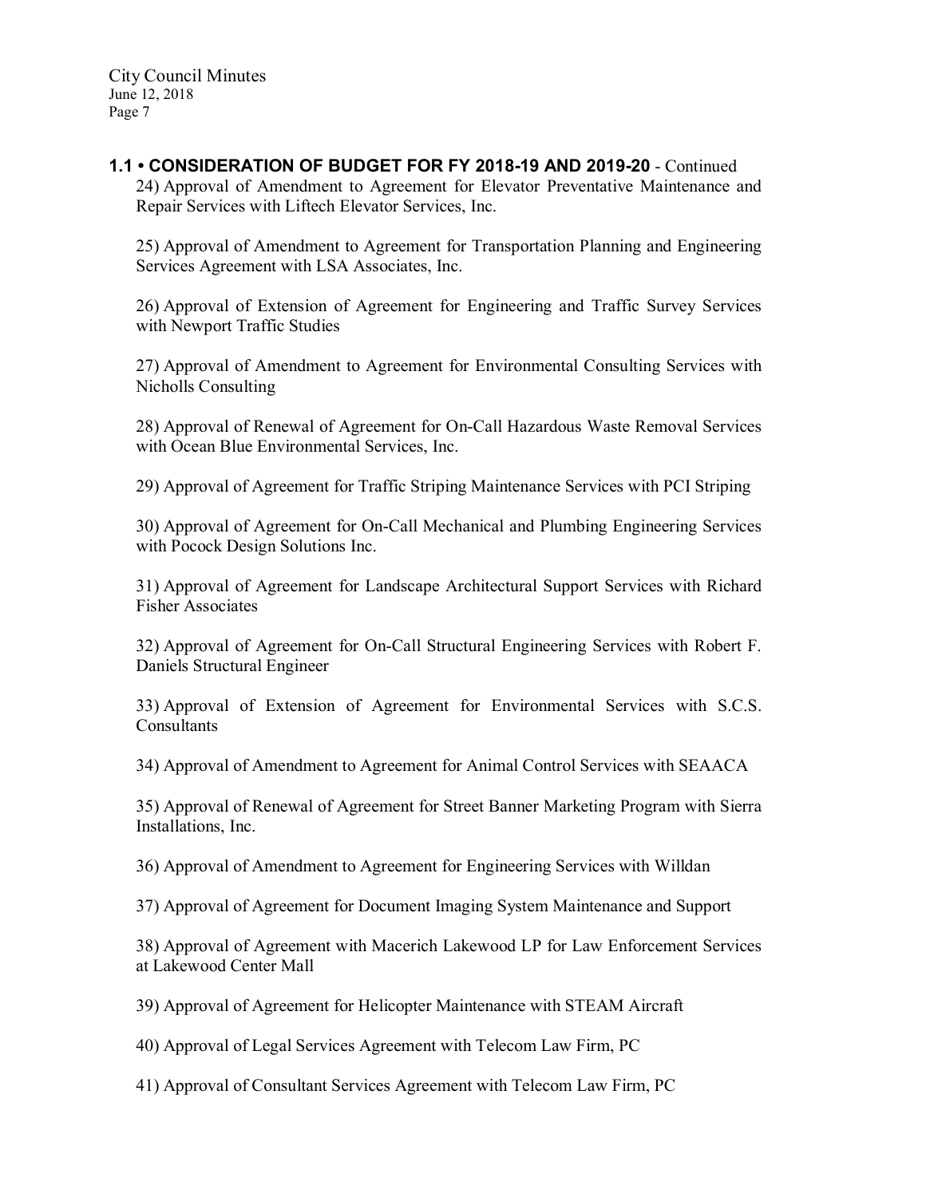**1.1 • CONSIDERATION OF BUDGET FOR FY 2018-19 AND 2019-20** - Continued

24) Approval of Amendment to Agreement for Elevator Preventative Maintenance and Repair Services with Liftech Elevator Services, Inc.

25) Approval of Amendment to Agreement for Transportation Planning and Engineering Services Agreement with LSA Associates, Inc.

26) Approval of Extension of Agreement for Engineering and Traffic Survey Services with Newport Traffic Studies

27) Approval of Amendment to Agreement for Environmental Consulting Services with Nicholls Consulting

28) Approval of Renewal of Agreement for On-Call Hazardous Waste Removal Services with Ocean Blue Environmental Services, Inc.

29) Approval of Agreement for Traffic Striping Maintenance Services with PCI Striping

30) Approval of Agreement for On-Call Mechanical and Plumbing Engineering Services with Pocock Design Solutions Inc.

31) Approval of Agreement for Landscape Architectural Support Services with Richard Fisher Associates

32) Approval of Agreement for On-Call Structural Engineering Services with Robert F. Daniels Structural Engineer

33) Approval of Extension of Agreement for Environmental Services with S.C.S. Consultants

34) Approval of Amendment to Agreement for Animal Control Services with SEAACA

35) Approval of Renewal of Agreement for Street Banner Marketing Program with Sierra Installations, Inc.

36) Approval of Amendment to Agreement for Engineering Services with Willdan

37) Approval of Agreement for Document Imaging System Maintenance and Support

38) Approval of Agreement with Macerich Lakewood LP for Law Enforcement Services at Lakewood Center Mall

39) Approval of Agreement for Helicopter Maintenance with STEAM Aircraft

40) Approval of Legal Services Agreement with Telecom Law Firm, PC

41) Approval of Consultant Services Agreement with Telecom Law Firm, PC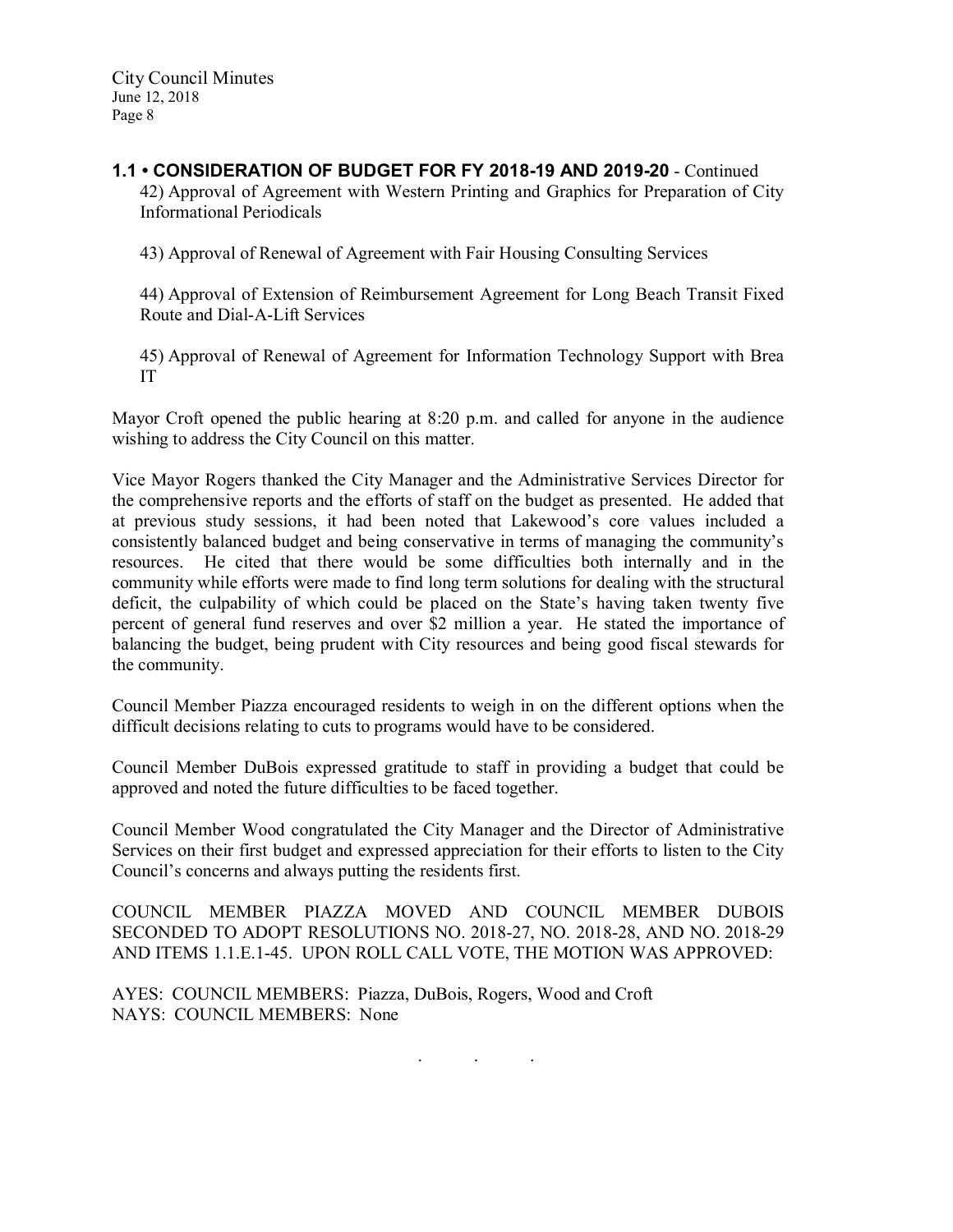**1.1 • CONSIDERATION OF BUDGET FOR FY 2018-19 AND 2019-20** - Continued

42) Approval of Agreement with Western Printing and Graphics for Preparation of City Informational Periodicals

43) Approval of Renewal of Agreement with Fair Housing Consulting Services

44) Approval of Extension of Reimbursement Agreement for Long Beach Transit Fixed Route and Dial-A-Lift Services

45) Approval of Renewal of Agreement for Information Technology Support with Brea IT

Mayor Croft opened the public hearing at 8:20 p.m. and called for anyone in the audience wishing to address the City Council on this matter.

Vice Mayor Rogers thanked the City Manager and the Administrative Services Director for the comprehensive reports and the efforts of staff on the budget as presented. He added that at previous study sessions, it had been noted that Lakewood's core values included a consistently balanced budget and being conservative in terms of managing the community's resources. He cited that there would be some difficulties both internally and in the community while efforts were made to find long term solutions for dealing with the structural deficit, the culpability of which could be placed on the State's having taken twenty five percent of general fund reserves and over $2 million a year. He stated the importance of balancing the budget, being prudent with City resources and being good fiscal stewards for the community.

Council Member Piazza encouraged residents to weigh in on the different options when the difficult decisions relating to cuts to programs would have to be considered.

Council Member DuBois expressed gratitude to staff in providing a budget that could be approved and noted the future difficulties to be faced together.

Council Member Wood congratulated the City Manager and the Director of Administrative Services on their first budget and expressed appreciation for their efforts to listen to the City Council's concerns and always putting the residents first.

COUNCIL MEMBER PIAZZA MOVED AND COUNCIL MEMBER DUBOIS SECONDED TO ADOPT RESOLUTIONS NO. 2018-27, NO. 2018-28, AND NO. 2018-29 AND ITEMS 1.1.E.1-45. UPON ROLL CALL VOTE, THE MOTION WAS APPROVED:

AYES: COUNCIL MEMBERS: Piazza, DuBois, Rogers, Wood and Croft
NAYS: COUNCIL MEMBERS: None

. . .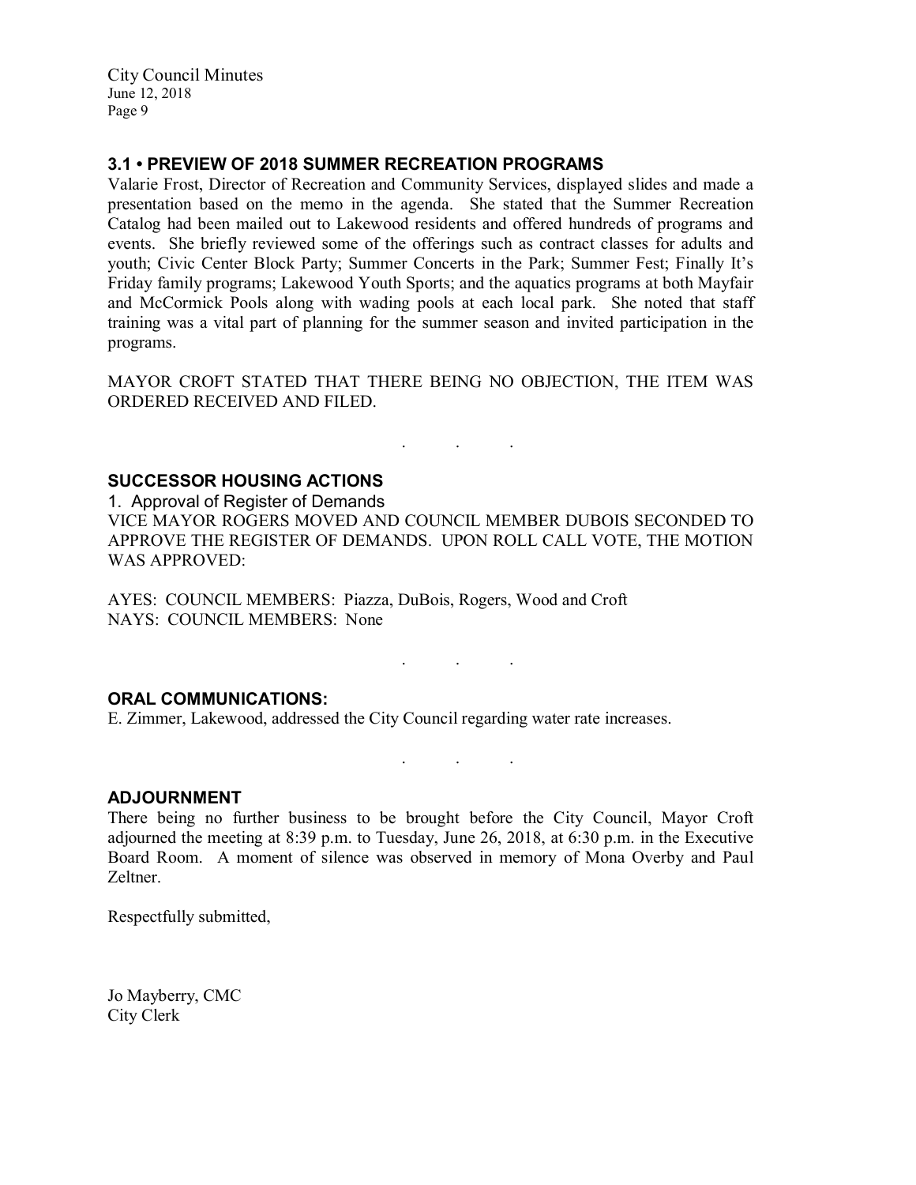## 3.1 • PREVIEW OF 2018 SUMMER RECREATION PROGRAMS

Valarie Frost, Director of Recreation and Community Services, displayed slides and made a presentation based on the memo in the agenda. She stated that the Summer Recreation Catalog had been mailed out to Lakewood residents and offered hundreds of programs and events. She briefly reviewed some of the offerings such as contract classes for adults and youth; Civic Center Block Party; Summer Concerts in the Park; Summer Fest; Finally It's Friday family programs; Lakewood Youth Sports; and the aquatics programs at both Mayfair and McCormick Pools along with wading pools at each local park. She noted that staff training was a vital part of planning for the summer season and invited participation in the programs.

MAYOR CROFT STATED THAT THERE BEING NO OBJECTION, THE ITEM WAS ORDERED RECEIVED AND FILED.

. . .

## SUCCESSOR HOUSING ACTIONS

1. Approval of Register of Demands

VICE MAYOR ROGERS MOVED AND COUNCIL MEMBER DUBOIS SECONDED TO APPROVE THE REGISTER OF DEMANDS. UPON ROLL CALL VOTE, THE MOTION WAS APPROVED:

AYES: COUNCIL MEMBERS: Piazza, DuBois, Rogers, Wood and Croft
NAYS: COUNCIL MEMBERS: None

. . .

## ORAL COMMUNICATIONS:

E. Zimmer, Lakewood, addressed the City Council regarding water rate increases.

. . .

## ADJOURNMENT

There being no further business to be brought before the City Council, Mayor Croft adjourned the meeting at 8:39 p.m. to Tuesday, June 26, 2018, at 6:30 p.m. in the Executive Board Room. A moment of silence was observed in memory of Mona Overby and Paul Zeltner.

Respectfully submitted,

Jo Mayberry, CMC
City Clerk